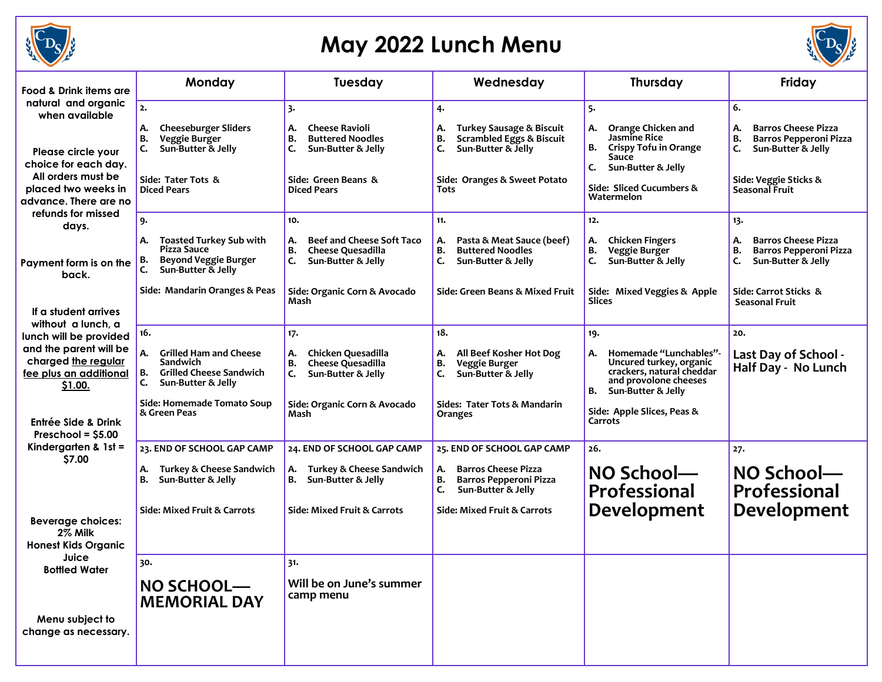# May 2022 Lunch Menu

Food & Drink items are natural and organic when available

Please circle your choice for each day. All orders must be placed two weeks in advance. There are no refunds for missed days.

Payment form is on the back.

If a student arrives without a lunch, a lunch will be provided and the parent will be charged the regular fee plus an additional $1.00.

Entrée Side & Drink
Preschool = $5.00
Kindergarten & 1st = $7.00

Beverage choices:
2% Milk
Honest Kids Organic Juice
Bottled Water

Menu subject to change as necessary.

| Monday | Tuesday | Wednesday | Thursday | Friday |
|---|---|---|---|---|
| **2.**<br>A. Cheeseburger Sliders<br>B. Veggie Burger<br>C. Sun-Butter & Jelly<br><br>Side: Tater Tots & Diced Pears | **3.**<br>A. Cheese Ravioli<br>B. Buttered Noodles<br>C. Sun-Butter & Jelly<br><br>Side: Green Beans & Diced Pears | **4.**<br>A. Turkey Sausage & Biscuit<br>B. Scrambled Eggs & Biscuit<br>C. Sun-Butter & Jelly<br><br>Side: Oranges & Sweet Potato Tots | **5.**<br>A. Orange Chicken and Jasmine Rice<br>B. Crispy Tofu in Orange Sauce<br>C. Sun-Butter & Jelly<br><br>Side: Sliced Cucumbers & Watermelon | **6.**<br>A. Barros Cheese Pizza<br>B. Barros Pepperoni Pizza<br>C. Sun-Butter & Jelly<br><br>Side: Veggie Sticks & Seasonal Fruit |
| **9.**<br>A. Toasted Turkey Sub with Pizza Sauce<br>B. Beyond Veggie Burger<br>C. Sun-Butter & Jelly<br><br>Side: Mandarin Oranges & Peas | **10.**<br>A. Beef and Cheese Soft Taco<br>B. Cheese Quesadilla<br>C. Sun-Butter & Jelly<br><br>Side: Organic Corn & Avocado Mash | **11.**<br>A. Pasta & Meat Sauce (beef)<br>B. Buttered Noodles<br>C. Sun-Butter & Jelly<br><br>Side: Green Beans & Mixed Fruit | **12.**<br>A. Chicken Fingers<br>B. Veggie Burger<br>C. Sun-Butter & Jelly<br><br>Side: Mixed Veggies & Apple Slices | **13.**<br>A. Barros Cheese Pizza<br>B. Barros Pepperoni Pizza<br>C. Sun-Butter & Jelly<br><br>Side: Carrot Sticks & Seasonal Fruit |
| **16.**<br>A. Grilled Ham and Cheese Sandwich<br>B. Grilled Cheese Sandwich<br>C. Sun-Butter & Jelly<br><br>Side: Homemade Tomato Soup & Green Peas | **17.**<br>A. Chicken Quesadilla<br>B. Cheese Quesadilla<br>C. Sun-Butter & Jelly<br><br>Side: Organic Corn & Avocado Mash | **18.**<br>A. All Beef Kosher Hot Dog<br>B. Veggie Burger<br>C. Sun-Butter & Jelly<br><br>Sides: Tater Tots & Mandarin Oranges | **19.**<br>A. Homemade "Lunchables"- Uncured turkey, organic crackers, natural cheddar and provolone cheeses<br>B. Sun-Butter & Jelly<br><br>Side: Apple Slices, Peas & Carrots | **20.**<br>**Last Day of School - Half Day - No Lunch** |
| **23. END OF SCHOOL GAP CAMP**<br>A. Turkey & Cheese Sandwich<br>B. Sun-Butter & Jelly<br><br>Side: Mixed Fruit & Carrots | **24. END OF SCHOOL GAP CAMP**<br>A. Turkey & Cheese Sandwich<br>B. Sun-Butter & Jelly<br><br>Side: Mixed Fruit & Carrots | **25. END OF SCHOOL GAP CAMP**<br>A. Barros Cheese Pizza<br>B. Barros Pepperoni Pizza<br>C. Sun-Butter & Jelly<br><br>Side: Mixed Fruit & Carrots | **26.**<br>**NO School— Professional Development** | **27.**<br>**NO School— Professional Development** |
| **30.**<br>**NO SCHOOL— MEMORIAL DAY** | **31.**<br>**Will be on June's summer camp menu** | | | |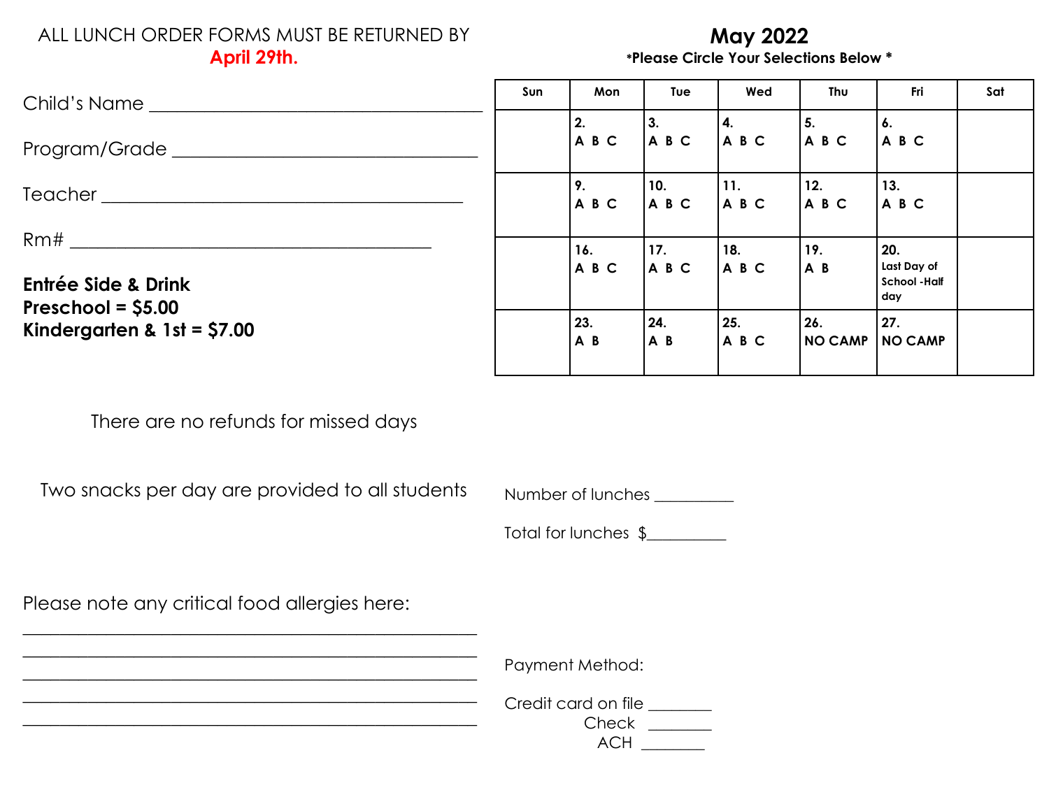ALL LUNCH ORDER FORMS MUST BE RETURNED BY **April 29th.**

Child's Name ___________________________________

Program/Grade _________________________________

Teacher _______________________________________

Rm# _________________________________________

**Entrée Side & Drink**
**Preschool = $5.00**
**Kindergarten & 1st = $7.00**

# May 2022

**\*Please Circle Your Selections Below \***

| Sun | Mon | Tue | Wed | Thu | Fri | Sat |
|---|---|---|---|---|---|---|
| | **2.** A B C | **3.** A B C | **4.** A B C | **5.** A B C | **6.** A B C | |
| | **9.** A B C | **10.** A B C | **11.** A B C | **12.** A B C | **13.** A B C | |
| | **16.** A B C | **17.** A B C | **18.** A B C | **19.** A B | **20.** Last Day of School -Half day | |
| | **23.** A B | **24.** A B | **25.** A B C | **26.** NO CAMP | **27.** NO CAMP | |

There are no refunds for missed days

Two snacks per day are provided to all students

Number of lunches __________

Total for lunches $__________

Please note any critical food allergies here:

_______________________________________________

_______________________________________________

_______________________________________________

_______________________________________________

_______________________________________________

Payment Method:

Credit card on file ________
Check ________
ACH ________